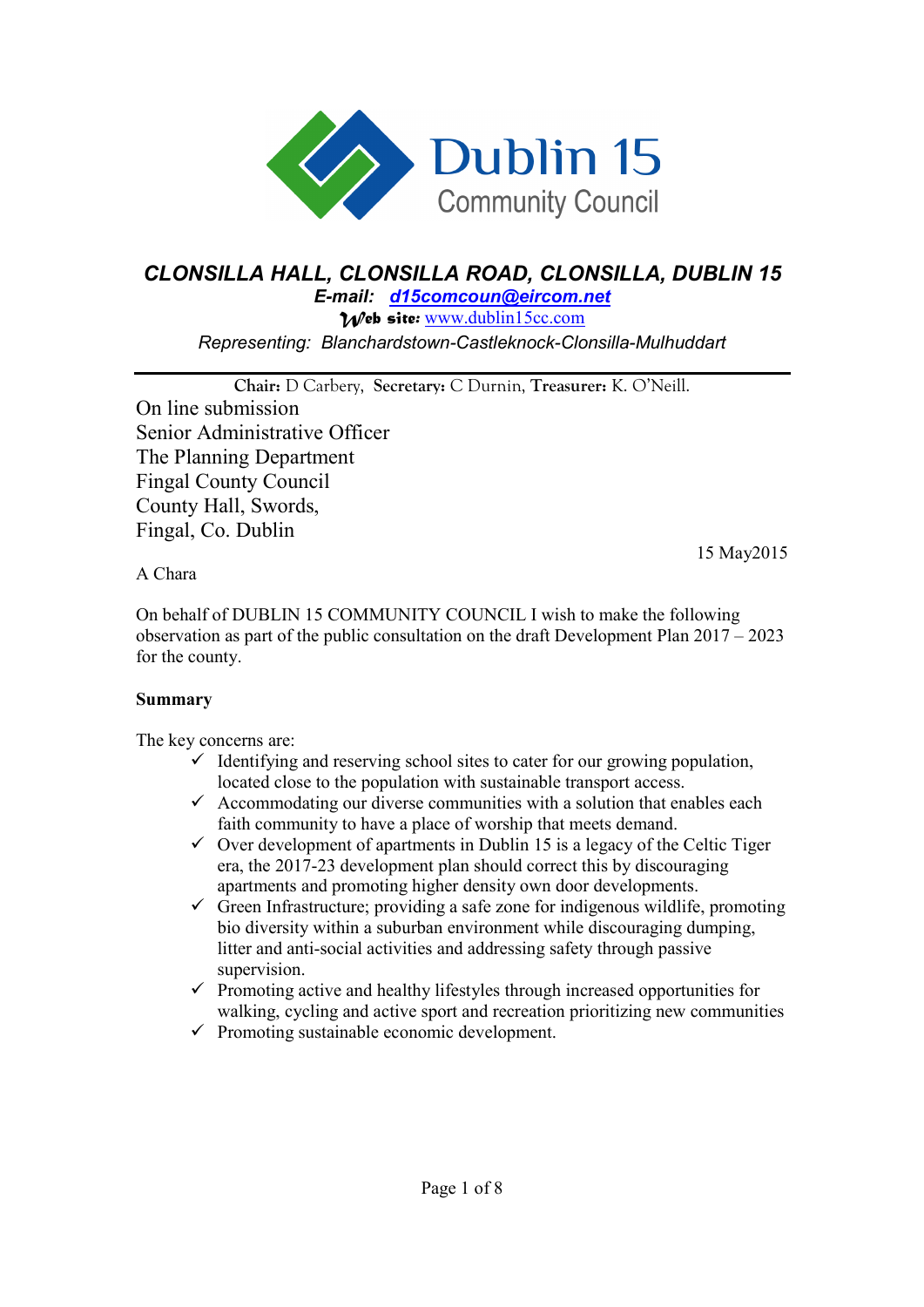# Dublin 15 Community Council

***CLONSILLA HALL, CLONSILLA ROAD, CLONSILLA, DUBLIN 15***

***E-mail: d15comcoun@eircom.net***

**Web site:** www.dublin15cc.com

*Representing: Blanchardstown-Castleknock-Clonsilla-Mulhuddart*

**Chair:** D Carbery, **Secretary:** C Durnin, **Treasurer:** K. O'Neill.

On line submission
Senior Administrative Officer
The Planning Department
Fingal County Council
County Hall, Swords,
Fingal, Co. Dublin

15 May2015

A Chara

On behalf of DUBLIN 15 COMMUNITY COUNCIL I wish to make the following observation as part of the public consultation on the draft Development Plan 2017 – 2023 for the county.

**Summary**

The key concerns are:

- ✓ Identifying and reserving school sites to cater for our growing population, located close to the population with sustainable transport access.
- ✓ Accommodating our diverse communities with a solution that enables each faith community to have a place of worship that meets demand.
- ✓ Over development of apartments in Dublin 15 is a legacy of the Celtic Tiger era, the 2017-23 development plan should correct this by discouraging apartments and promoting higher density own door developments.
- ✓ Green Infrastructure; providing a safe zone for indigenous wildlife, promoting bio diversity within a suburban environment while discouraging dumping, litter and anti-social activities and addressing safety through passive supervision.
- ✓ Promoting active and healthy lifestyles through increased opportunities for walking, cycling and active sport and recreation prioritizing new communities
- ✓ Promoting sustainable economic development.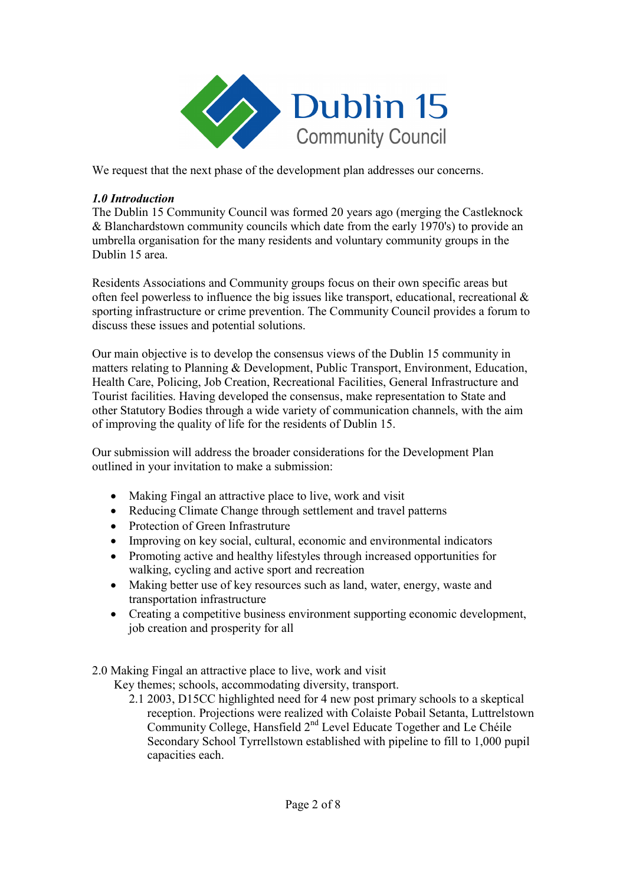We request that the next phase of the development plan addresses our concerns.

***1.0 Introduction***

The Dublin 15 Community Council was formed 20 years ago (merging the Castleknock & Blanchardstown community councils which date from the early 1970's) to provide an umbrella organisation for the many residents and voluntary community groups in the Dublin 15 area.

Residents Associations and Community groups focus on their own specific areas but often feel powerless to influence the big issues like transport, educational, recreational & sporting infrastructure or crime prevention. The Community Council provides a forum to discuss these issues and potential solutions.

Our main objective is to develop the consensus views of the Dublin 15 community in matters relating to Planning & Development, Public Transport, Environment, Education, Health Care, Policing, Job Creation, Recreational Facilities, General Infrastructure and Tourist facilities. Having developed the consensus, make representation to State and other Statutory Bodies through a wide variety of communication channels, with the aim of improving the quality of life for the residents of Dublin 15.

Our submission will address the broader considerations for the Development Plan outlined in your invitation to make a submission:

- Making Fingal an attractive place to live, work and visit
- Reducing Climate Change through settlement and travel patterns
- Protection of Green Infrastruture
- Improving on key social, cultural, economic and environmental indicators
- Promoting active and healthy lifestyles through increased opportunities for walking, cycling and active sport and recreation
- Making better use of key resources such as land, water, energy, waste and transportation infrastructure
- Creating a competitive business environment supporting economic development, job creation and prosperity for all

2.0 Making Fingal an attractive place to live, work and visit

Key themes; schools, accommodating diversity, transport.

2.1 2003, D15CC highlighted need for 4 new post primary schools to a skeptical reception. Projections were realized with Colaiste Pobail Setanta, Luttrelstown Community College, Hansfield 2nd Level Educate Together and Le Chéile Secondary School Tyrrellstown established with pipeline to fill to 1,000 pupil capacities each.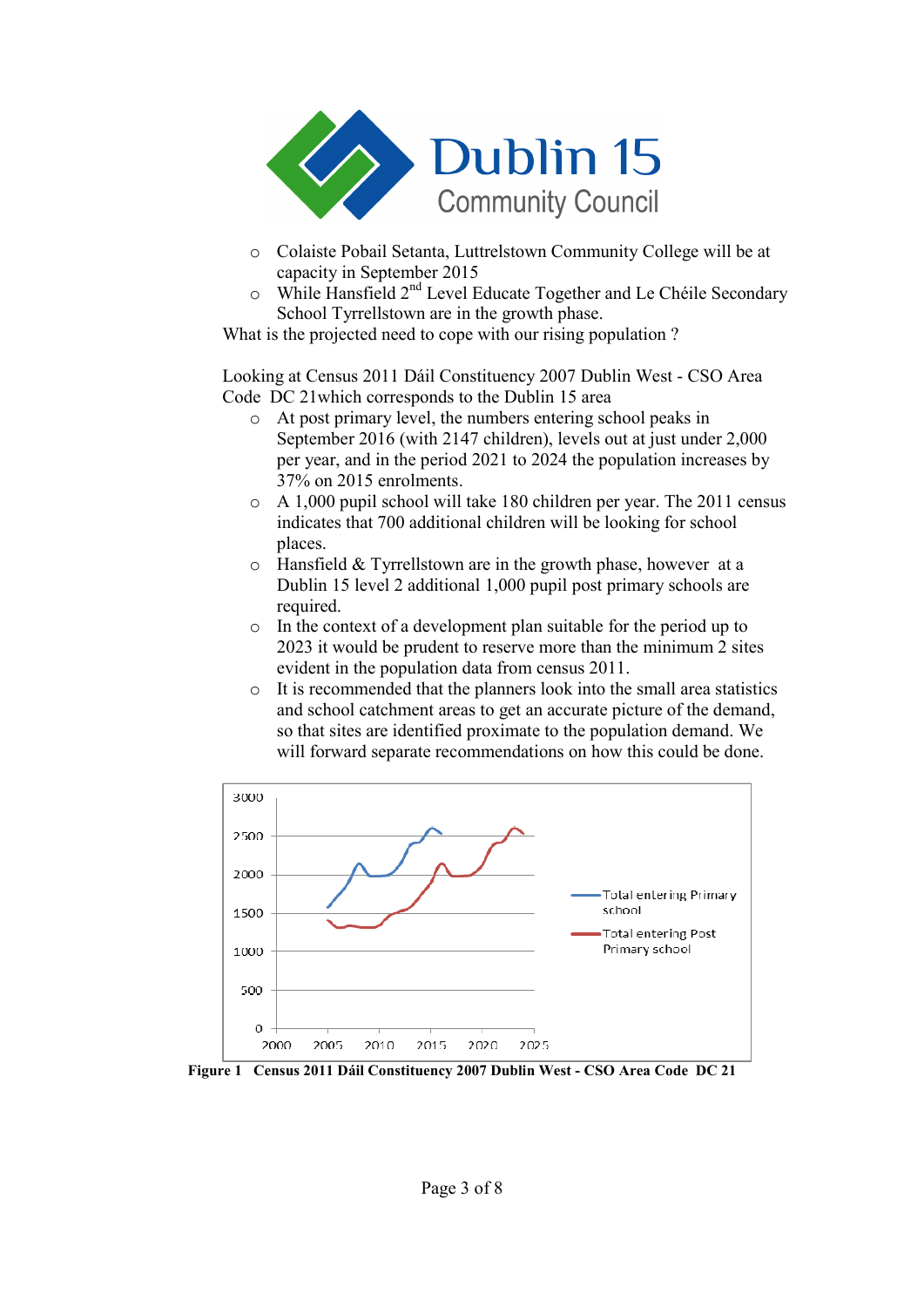- Colaiste Pobail Setanta, Luttrelstown Community College will be at capacity in September 2015
- While Hansfield 2nd Level Educate Together and Le Chéile Secondary School Tyrrellstown are in the growth phase.

What is the projected need to cope with our rising population ?

Looking at Census 2011 Dáil Constituency 2007 Dublin West - CSO Area Code DC 21which corresponds to the Dublin 15 area

- At post primary level, the numbers entering school peaks in September 2016 (with 2147 children), levels out at just under 2,000 per year, and in the period 2021 to 2024 the population increases by 37% on 2015 enrolments.
- A 1,000 pupil school will take 180 children per year. The 2011 census indicates that 700 additional children will be looking for school places.
- Hansfield & Tyrrellstown are in the growth phase, however at a Dublin 15 level 2 additional 1,000 pupil post primary schools are required.
- In the context of a development plan suitable for the period up to 2023 it would be prudent to reserve more than the minimum 2 sites evident in the population data from census 2011.
- It is recommended that the planners look into the small area statistics and school catchment areas to get an accurate picture of the demand, so that sites are identified proximate to the population demand. We will forward separate recommendations on how this could be done.

**Figure 1 Census 2011 Dáil Constituency 2007 Dublin West - CSO Area Code DC 21**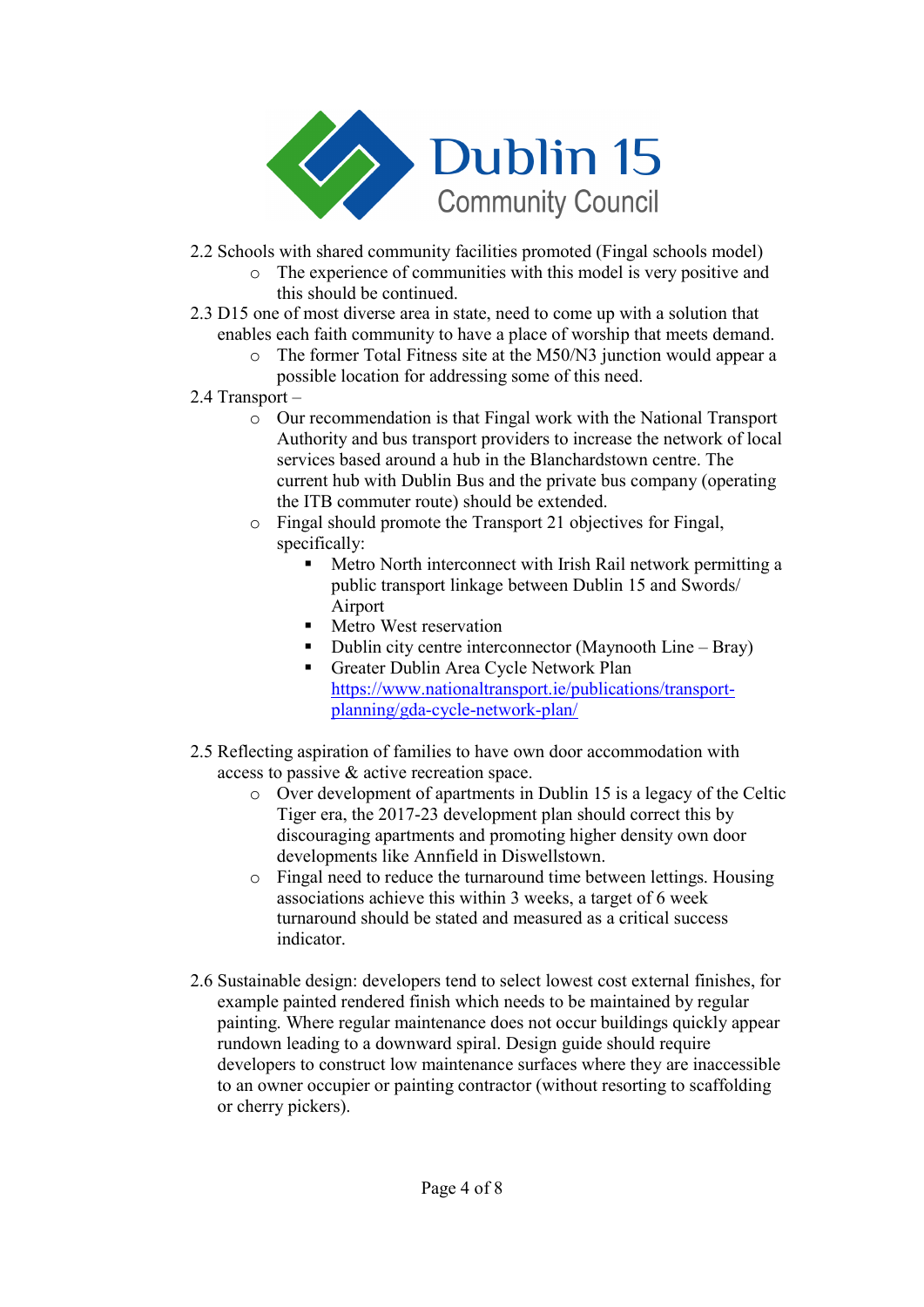2.2 Schools with shared community facilities promoted (Fingal schools model)

- The experience of communities with this model is very positive and this should be continued.

2.3 D15 one of most diverse area in state, need to come up with a solution that enables each faith community to have a place of worship that meets demand.

- The former Total Fitness site at the M50/N3 junction would appear a possible location for addressing some of this need.

2.4 Transport –

- Our recommendation is that Fingal work with the National Transport Authority and bus transport providers to increase the network of local services based around a hub in the Blanchardstown centre. The current hub with Dublin Bus and the private bus company (operating the ITB commuter route) should be extended.
- Fingal should promote the Transport 21 objectives for Fingal, specifically:
  - Metro North interconnect with Irish Rail network permitting a public transport linkage between Dublin 15 and Swords/ Airport
  - Metro West reservation
  - Dublin city centre interconnector (Maynooth Line – Bray)
  - Greater Dublin Area Cycle Network Plan https://www.nationaltransport.ie/publications/transport-planning/gda-cycle-network-plan/

2.5 Reflecting aspiration of families to have own door accommodation with access to passive & active recreation space.

- Over development of apartments in Dublin 15 is a legacy of the Celtic Tiger era, the 2017-23 development plan should correct this by discouraging apartments and promoting higher density own door developments like Annfield in Diswellstown.
- Fingal need to reduce the turnaround time between lettings. Housing associations achieve this within 3 weeks, a target of 6 week turnaround should be stated and measured as a critical success indicator.

2.6 Sustainable design: developers tend to select lowest cost external finishes, for example painted rendered finish which needs to be maintained by regular painting. Where regular maintenance does not occur buildings quickly appear rundown leading to a downward spiral. Design guide should require developers to construct low maintenance surfaces where they are inaccessible to an owner occupier or painting contractor (without resorting to scaffolding or cherry pickers).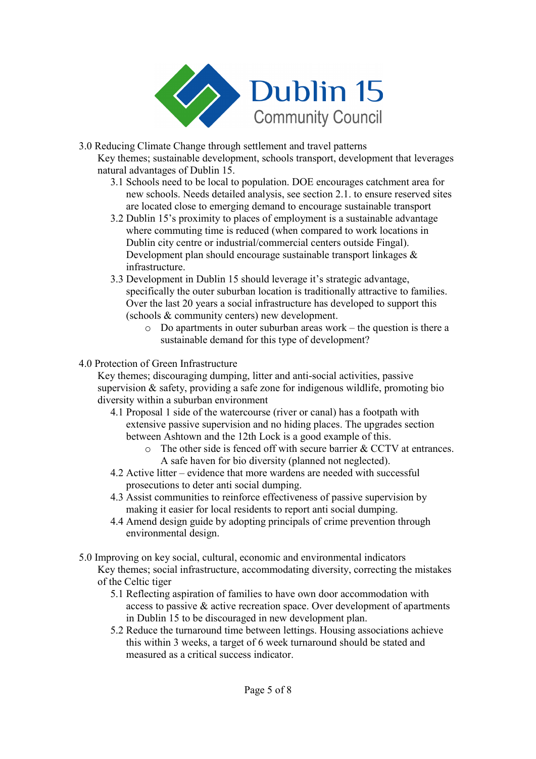3.0 Reducing Climate Change through settlement and travel patterns

Key themes; sustainable development, schools transport, development that leverages natural advantages of Dublin 15.

- 3.1 Schools need to be local to population. DOE encourages catchment area for new schools. Needs detailed analysis, see section 2.1. to ensure reserved sites are located close to emerging demand to encourage sustainable transport
- 3.2 Dublin 15's proximity to places of employment is a sustainable advantage where commuting time is reduced (when compared to work locations in Dublin city centre or industrial/commercial centers outside Fingal). Development plan should encourage sustainable transport linkages & infrastructure.
- 3.3 Development in Dublin 15 should leverage it's strategic advantage, specifically the outer suburban location is traditionally attractive to families. Over the last 20 years a social infrastructure has developed to support this (schools & community centers) new development.
  - Do apartments in outer suburban areas work – the question is there a sustainable demand for this type of development?

4.0 Protection of Green Infrastructure

Key themes; discouraging dumping, litter and anti-social activities, passive supervision & safety, providing a safe zone for indigenous wildlife, promoting bio diversity within a suburban environment

- 4.1 Proposal 1 side of the watercourse (river or canal) has a footpath with extensive passive supervision and no hiding places. The upgrades section between Ashtown and the 12th Lock is a good example of this.
  - The other side is fenced off with secure barrier & CCTV at entrances. A safe haven for bio diversity (planned not neglected).
- 4.2 Active litter – evidence that more wardens are needed with successful prosecutions to deter anti social dumping.
- 4.3 Assist communities to reinforce effectiveness of passive supervision by making it easier for local residents to report anti social dumping.
- 4.4 Amend design guide by adopting principals of crime prevention through environmental design.

5.0 Improving on key social, cultural, economic and environmental indicators

Key themes; social infrastructure, accommodating diversity, correcting the mistakes of the Celtic tiger

- 5.1 Reflecting aspiration of families to have own door accommodation with access to passive & active recreation space. Over development of apartments in Dublin 15 to be discouraged in new development plan.
- 5.2 Reduce the turnaround time between lettings. Housing associations achieve this within 3 weeks, a target of 6 week turnaround should be stated and measured as a critical success indicator.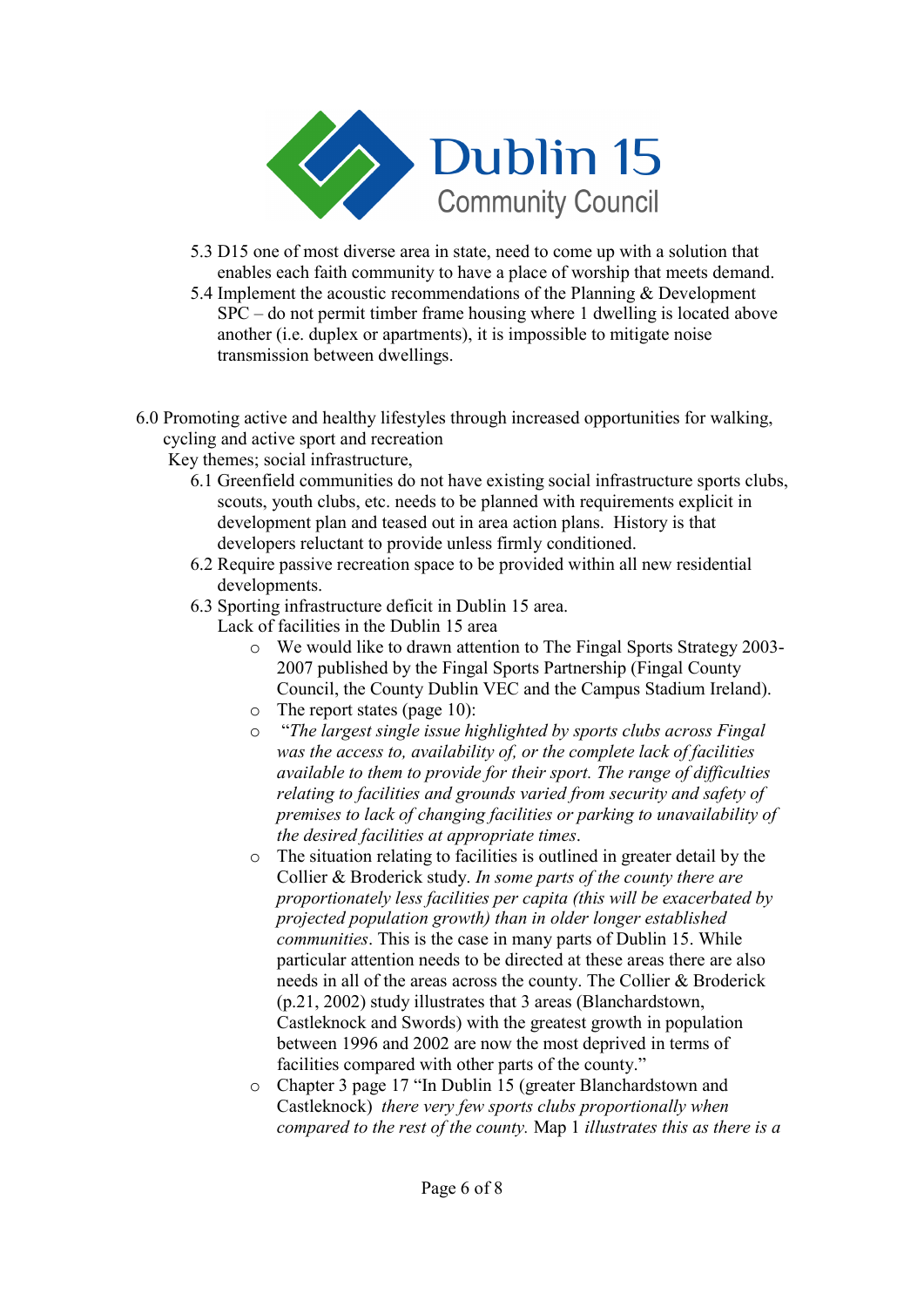- 5.3 D15 one of most diverse area in state, need to come up with a solution that enables each faith community to have a place of worship that meets demand.
- 5.4 Implement the acoustic recommendations of the Planning & Development SPC – do not permit timber frame housing where 1 dwelling is located above another (i.e. duplex or apartments), it is impossible to mitigate noise transmission between dwellings.

6.0 Promoting active and healthy lifestyles through increased opportunities for walking, cycling and active sport and recreation

Key themes; social infrastructure,

- 6.1 Greenfield communities do not have existing social infrastructure sports clubs, scouts, youth clubs, etc. needs to be planned with requirements explicit in development plan and teased out in area action plans. History is that developers reluctant to provide unless firmly conditioned.
- 6.2 Require passive recreation space to be provided within all new residential developments.
- 6.3 Sporting infrastructure deficit in Dublin 15 area.

  Lack of facilities in the Dublin 15 area

  - We would like to drawn attention to The Fingal Sports Strategy 2003-2007 published by the Fingal Sports Partnership (Fingal County Council, the County Dublin VEC and the Campus Stadium Ireland).
  - The report states (page 10):
  - "*The largest single issue highlighted by sports clubs across Fingal was the access to, availability of, or the complete lack of facilities available to them to provide for their sport. The range of difficulties relating to facilities and grounds varied from security and safety of premises to lack of changing facilities or parking to unavailability of the desired facilities at appropriate times*.
  - The situation relating to facilities is outlined in greater detail by the Collier & Broderick study. *In some parts of the county there are proportionately less facilities per capita (this will be exacerbated by projected population growth) than in older longer established communities*. This is the case in many parts of Dublin 15. While particular attention needs to be directed at these areas there are also needs in all of the areas across the county. The Collier & Broderick (p.21, 2002) study illustrates that 3 areas (Blanchardstown, Castleknock and Swords) with the greatest growth in population between 1996 and 2002 are now the most deprived in terms of facilities compared with other parts of the county."
  - Chapter 3 page 17 "In Dublin 15 (greater Blanchardstown and Castleknock) *there very few sports clubs proportionally when compared to the rest of the county.* Map 1 *illustrates this as there is a*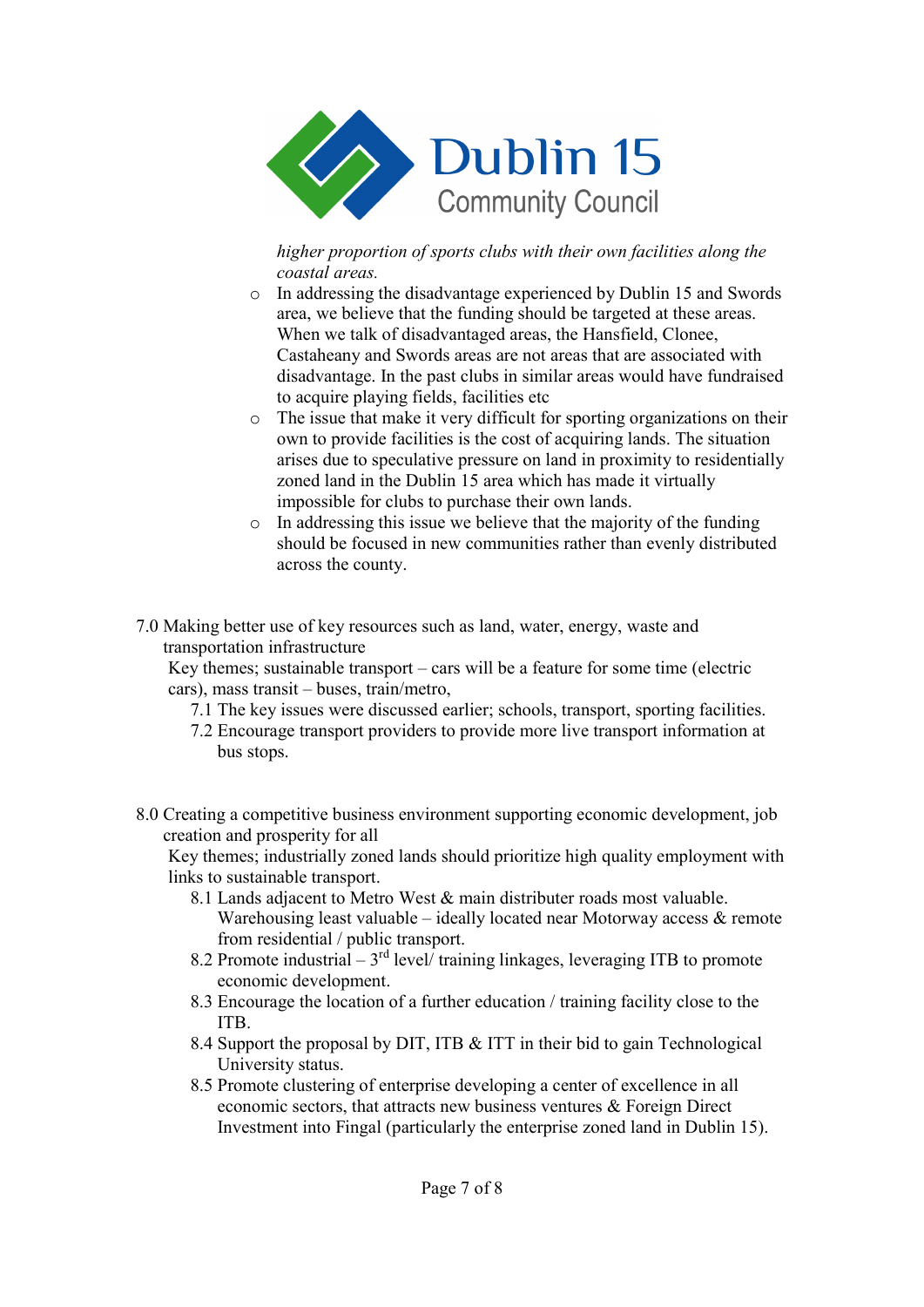*higher proportion of sports clubs with their own facilities along the coastal areas.*

- In addressing the disadvantage experienced by Dublin 15 and Swords area, we believe that the funding should be targeted at these areas. When we talk of disadvantaged areas, the Hansfield, Clonee, Castaheany and Swords areas are not areas that are associated with disadvantage. In the past clubs in similar areas would have fundraised to acquire playing fields, facilities etc
- The issue that make it very difficult for sporting organizations on their own to provide facilities is the cost of acquiring lands. The situation arises due to speculative pressure on land in proximity to residentially zoned land in the Dublin 15 area which has made it virtually impossible for clubs to purchase their own lands.
- In addressing this issue we believe that the majority of the funding should be focused in new communities rather than evenly distributed across the county.

7.0 Making better use of key resources such as land, water, energy, waste and transportation infrastructure

Key themes; sustainable transport – cars will be a feature for some time (electric cars), mass transit – buses, train/metro,

7.1 The key issues were discussed earlier; schools, transport, sporting facilities.

7.2 Encourage transport providers to provide more live transport information at bus stops.

8.0 Creating a competitive business environment supporting economic development, job creation and prosperity for all

Key themes; industrially zoned lands should prioritize high quality employment with links to sustainable transport.

8.1 Lands adjacent to Metro West & main distributer roads most valuable. Warehousing least valuable – ideally located near Motorway access & remote from residential / public transport.

8.2 Promote industrial – 3rd level/ training linkages, leveraging ITB to promote economic development.

8.3 Encourage the location of a further education / training facility close to the ITB.

8.4 Support the proposal by DIT, ITB & ITT in their bid to gain Technological University status.

8.5 Promote clustering of enterprise developing a center of excellence in all economic sectors, that attracts new business ventures & Foreign Direct Investment into Fingal (particularly the enterprise zoned land in Dublin 15).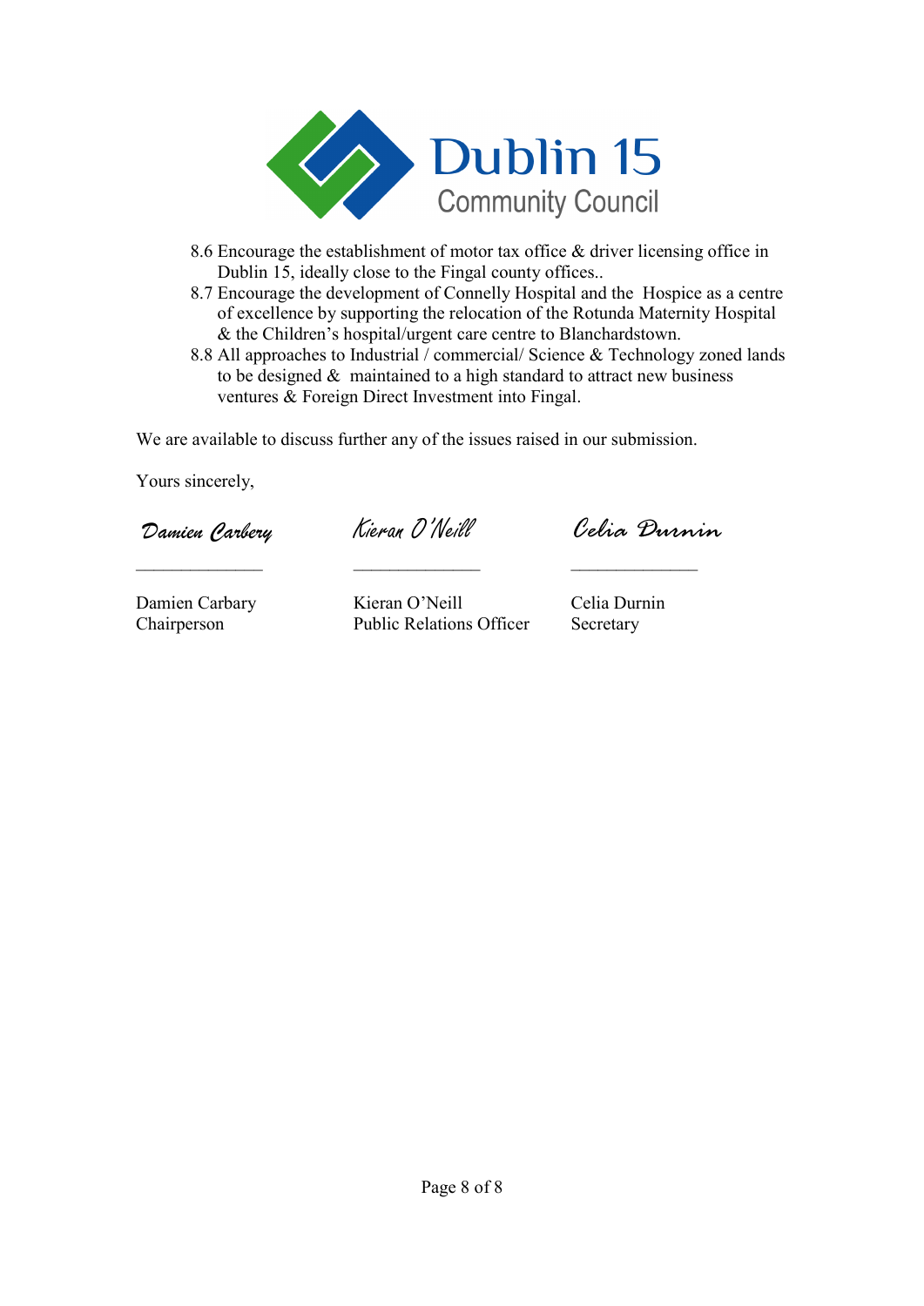Dublin 15 Community Council

8.6 Encourage the establishment of motor tax office & driver licensing office in Dublin 15, ideally close to the Fingal county offices..
8.7 Encourage the development of Connelly Hospital and the Hospice as a centre of excellence by supporting the relocation of the Rotunda Maternity Hospital & the Children's hospital/urgent care centre to Blanchardstown.
8.8 All approaches to Industrial / commercial/ Science & Technology zoned lands to be designed & maintained to a high standard to attract new business ventures & Foreign Direct Investment into Fingal.

We are available to discuss further any of the issues raised in our submission.

Yours sincerely,

| | | |
|---|---|---|
| *Damien Carbery* | *Kieran O'Neill* | *Celia Durnin* |
| Damien Carbary | Kieran O'Neill | Celia Durnin |
| Chairperson | Public Relations Officer | Secretary |